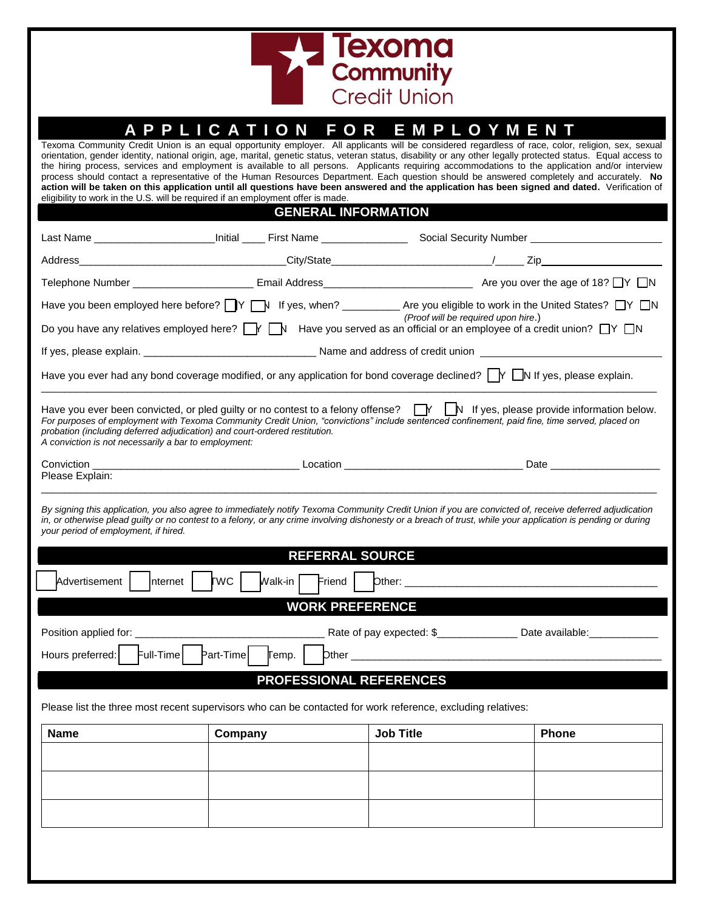# Texoma Community Credit Union

## APPLICATION FOR EMPLOYMENT

Texoma Community Credit Union is an equal opportunity employer. All applicants will be considered regardless of race, color, religion, sex, sexual orientation, gender identity, national origin, age, marital, genetic status, veteran status, disability or any other legally protected status. Equal access to the hiring process, services and employment is available to all persons. Applicants requiring accommodations to the application and/or interview process should contact a representative of the Human Resources Department. Each question should be answered completely and accurately. **No action will be taken on this application until all questions have been answered and the application has been signed and dated.** Verification of eligibility to work in the U.S. will be required if an employment offer is made.

## GENERAL INFORMATION

Last Name ____________________ Initial ____ First Name ______________ Social Security Number ____________________

Address ____________________________________ City/State ____________________________ / _____ Zip ____________________

Telephone Number ____________________ Email Address __________________________ Are you over the age of 18? ☐Y ☐N

Have you been employed here before? ☐Y ☐N If yes, when? _________ Are you eligible to work in the United States? ☐Y ☐N
*(Proof will be required upon hire.)*

Do you have any relatives employed here? ☐Y ☐N Have you served as an official or an employee of a credit union? ☐Y ☐N

If yes, please explain. ____________________________ Name and address of credit union ____________________________

Have you ever had any bond coverage modified, or any application for bond coverage declined? ☐Y ☐N If yes, please explain.

______________________________________________________________________________________________

Have you ever been convicted, or pled guilty or no contest to a felony offense? ☐Y ☐N If yes, please provide information below.
*For purposes of employment with Texoma Community Credit Union, "convictions" include sentenced confinement, paid fine, time served, placed on probation (including deferred adjudication) and court-ordered restitution.*
*A conviction is not necessarily a bar to employment:*

Conviction ___________________________________ Location ______________________________ Date __________________
Please Explain:

______________________________________________________________________________________________

*By signing this application, you also agree to immediately notify Texoma Community Credit Union if you are convicted of, receive deferred adjudication in, or otherwise plead guilty or no contest to a felony, or any crime involving dishonesty or a breach of trust, while your application is pending or during your period of employment, if hired.*

## REFERRAL SOURCE

☐ Advertisement ☐ Internet ☐ TWC ☐ Walk-in ☐ Friend ☐ Other: ____________________________________________

## WORK PREFERENCE

Position applied for: ________________________________ Rate of pay expected: $_____________ Date available: ____________

Hours preferred: ☐ Full-Time ☐ Part-Time ☐ Temp. ☐ Other ______________________________________________________

## PROFESSIONAL REFERENCES

Please list the three most recent supervisors who can be contacted for work reference, excluding relatives:

| Name | Company | Job Title | Phone |
|---|---|---|---|
| | | | |
| | | | |
| | | | |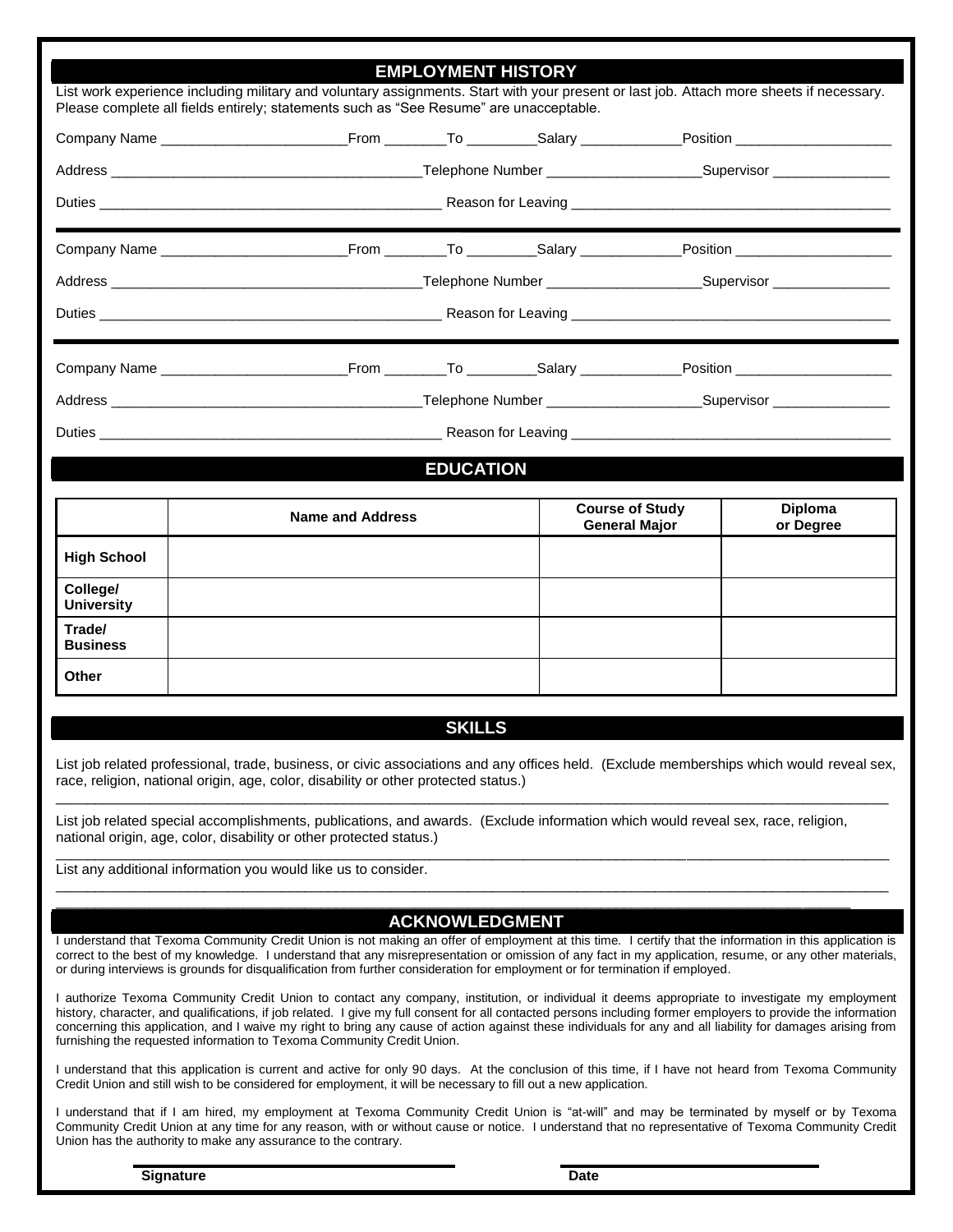## EMPLOYMENT HISTORY

List work experience including military and voluntary assignments. Start with your present or last job. Attach more sheets if necessary. Please complete all fields entirely; statements such as "See Resume" are unacceptable.

Company Name ______________________ From ________ To _________ Salary _____________ Position ____________________

Address ________________________________________ Telephone Number ____________________ Supervisor _______________

Duties ____________________________________________ Reason for Leaving _________________________________________

---

Company Name ______________________ From ________ To _________ Salary _____________ Position ____________________

Address ________________________________________ Telephone Number ____________________ Supervisor _______________

Duties ____________________________________________ Reason for Leaving _________________________________________

---

Company Name ______________________ From ________ To _________ Salary _____________ Position ____________________

Address ________________________________________ Telephone Number ____________________ Supervisor _______________

Duties ____________________________________________ Reason for Leaving _________________________________________

## EDUCATION

| | Name and Address | Course of Study General Major | Diploma or Degree |
|---|---|---|---|
| **High School** | | | |
| **College/ University** | | | |
| **Trade/ Business** | | | |
| **Other** | | | |

## SKILLS

List job related professional, trade, business, or civic associations and any offices held. (Exclude memberships which would reveal sex, race, religion, national origin, age, color, disability or other protected status.)

______________________________________________________________________________________________

List job related special accomplishments, publications, and awards. (Exclude information which would reveal sex, race, religion, national origin, age, color, disability or other protected status.)

______________________________________________________________________________________________

List any additional information you would like us to consider.

______________________________________________________________________________________________

______________________________________________________________________________________________

## ACKNOWLEDGMENT

I understand that Texoma Community Credit Union is not making an offer of employment at this time. I certify that the information in this application is correct to the best of my knowledge. I understand that any misrepresentation or omission of any fact in my application, resume, or any other materials, or during interviews is grounds for disqualification from further consideration for employment or for termination if employed.

I authorize Texoma Community Credit Union to contact any company, institution, or individual it deems appropriate to investigate my employment history, character, and qualifications, if job related. I give my full consent for all contacted persons including former employers to provide the information concerning this application, and I waive my right to bring any cause of action against these individuals for any and all liability for damages arising from furnishing the requested information to Texoma Community Credit Union.

I understand that this application is current and active for only 90 days. At the conclusion of this time, if I have not heard from Texoma Community Credit Union and still wish to be considered for employment, it will be necessary to fill out a new application.

I understand that if I am hired, my employment at Texoma Community Credit Union is "at-will" and may be terminated by myself or by Texoma Community Credit Union at any time for any reason, with or without cause or notice. I understand that no representative of Texoma Community Credit Union has the authority to make any assurance to the contrary.

______________________________ ______________________

**Signature** **Date**